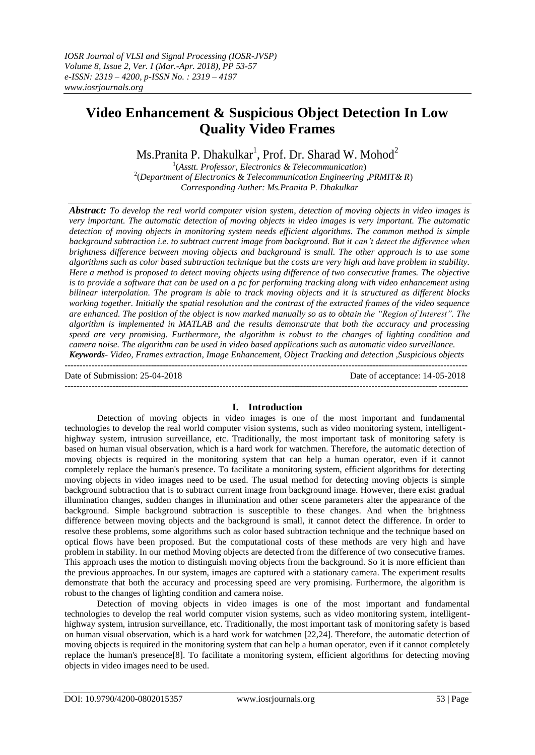# Video Enhancement & Suspicious Object Detection In Low Quality Video Frames

Ms.Pranita P. Dhakulkar[1], Prof. Dr. Sharad W. Mohod[2]

[1](*Asstt. Professor, Electronics & Telecommunication*)
[2](*Department of Electronics & Telecommunication Engineering ,PRMIT& R*)
*Corresponding Auther: Ms.Pranita P. Dhakulkar*

***Abstract:*** *To develop the real world computer vision system, detection of moving objects in video images is very important. The automatic detection of moving objects in video images is very important. The automatic detection of moving objects in monitoring system needs efficient algorithms. The common method is simple background subtraction i.e. to subtract current image from background. But it can't detect the difference when brightness difference between moving objects and background is small. The other approach is to use some algorithms such as color based subtraction technique but the costs are very high and have problem in stability. Here a method is proposed to detect moving objects using difference of two consecutive frames. The objective is to provide a software that can be used on a pc for performing tracking along with video enhancement using bilinear interpolation. The program is able to track moving objects and it is structured as different blocks working together. Initially the spatial resolution and the contrast of the extracted frames of the video sequence are enhanced. The position of the object is now marked manually so as to obtain the "Region of Interest". The algorithm is implemented in MATLAB and the results demonstrate that both the accuracy and processing speed are very promising. Furthermore, the algorithm is robust to the changes of lighting condition and camera noise. The algorithm can be used in video based applications such as automatic video surveillance.*

***Keywords****- Video, Frames extraction, Image Enhancement, Object Tracking and detection ,Suspicious objects*

---

Date of Submission: 25-04-2018 Date of acceptance: 14-05-2018

---

## I. Introduction

Detection of moving objects in video images is one of the most important and fundamental technologies to develop the real world computer vision systems, such as video monitoring system, intelligent-highway system, intrusion surveillance, etc. Traditionally, the most important task of monitoring safety is based on human visual observation, which is a hard work for watchmen. Therefore, the automatic detection of moving objects is required in the monitoring system that can help a human operator, even if it cannot completely replace the human's presence. To facilitate a monitoring system, efficient algorithms for detecting moving objects in video images need to be used. The usual method for detecting moving objects is simple background subtraction that is to subtract current image from background image. However, there exist gradual illumination changes, sudden changes in illumination and other scene parameters alter the appearance of the background. Simple background subtraction is susceptible to these changes. And when the brightness difference between moving objects and the background is small, it cannot detect the difference. In order to resolve these problems, some algorithms such as color based subtraction technique and the technique based on optical flows have been proposed. But the computational costs of these methods are very high and have problem in stability. In our method Moving objects are detected from the difference of two consecutive frames. This approach uses the motion to distinguish moving objects from the background. So it is more efficient than the previous approaches. In our system, images are captured with a stationary camera. The experiment results demonstrate that both the accuracy and processing speed are very promising. Furthermore, the algorithm is robust to the changes of lighting condition and camera noise.

Detection of moving objects in video images is one of the most important and fundamental technologies to develop the real world computer vision systems, such as video monitoring system, intelligent-highway system, intrusion surveillance, etc. Traditionally, the most important task of monitoring safety is based on human visual observation, which is a hard work for watchmen [22,24]. Therefore, the automatic detection of moving objects is required in the monitoring system that can help a human operator, even if it cannot completely replace the human's presence[8]. To facilitate a monitoring system, efficient algorithms for detecting moving objects in video images need to be used.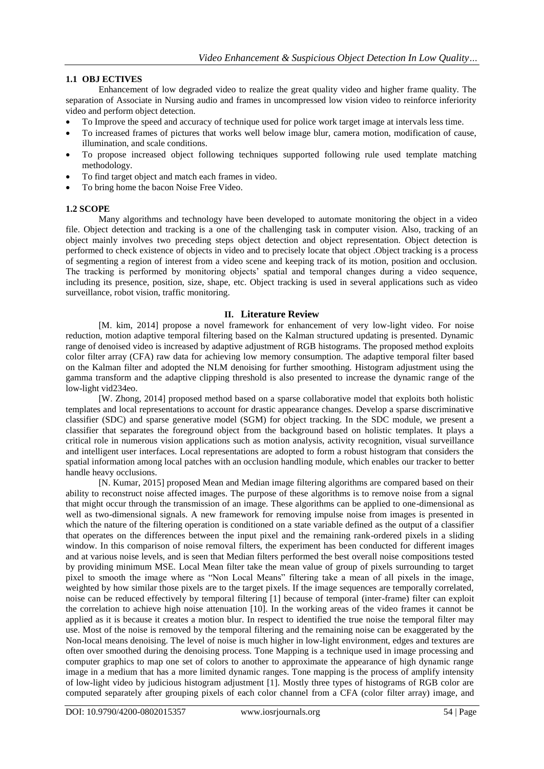### 1.1 OBJ ECTIVES

Enhancement of low degraded video to realize the great quality video and higher frame quality. The separation of Associate in Nursing audio and frames in uncompressed low vision video to reinforce inferiority video and perform object detection.

- To Improve the speed and accuracy of technique used for police work target image at intervals less time.
- To increased frames of pictures that works well below image blur, camera motion, modification of cause, illumination, and scale conditions.
- To propose increased object following techniques supported following rule used template matching methodology.
- To find target object and match each frames in video.
- To bring home the bacon Noise Free Video.

### 1.2 SCOPE

Many algorithms and technology have been developed to automate monitoring the object in a video file. Object detection and tracking is a one of the challenging task in computer vision. Also, tracking of an object mainly involves two preceding steps object detection and object representation. Object detection is performed to check existence of objects in video and to precisely locate that object .Object tracking is a process of segmenting a region of interest from a video scene and keeping track of its motion, position and occlusion. The tracking is performed by monitoring objects' spatial and temporal changes during a video sequence, including its presence, position, size, shape, etc. Object tracking is used in several applications such as video surveillance, robot vision, traffic monitoring.

## II. Literature Review

[M. kim, 2014] propose a novel framework for enhancement of very low-light video. For noise reduction, motion adaptive temporal filtering based on the Kalman structured updating is presented. Dynamic range of denoised video is increased by adaptive adjustment of RGB histograms. The proposed method exploits color filter array (CFA) raw data for achieving low memory consumption. The adaptive temporal filter based on the Kalman filter and adopted the NLM denoising for further smoothing. Histogram adjustment using the gamma transform and the adaptive clipping threshold is also presented to increase the dynamic range of the low-light vid234eo.

[W. Zhong, 2014] proposed method based on a sparse collaborative model that exploits both holistic templates and local representations to account for drastic appearance changes. Develop a sparse discriminative classifier (SDC) and sparse generative model (SGM) for object tracking. In the SDC module, we present a classifier that separates the foreground object from the background based on holistic templates. It plays a critical role in numerous vision applications such as motion analysis, activity recognition, visual surveillance and intelligent user interfaces. Local representations are adopted to form a robust histogram that considers the spatial information among local patches with an occlusion handling module, which enables our tracker to better handle heavy occlusions.

[N. Kumar, 2015] proposed Mean and Median image filtering algorithms are compared based on their ability to reconstruct noise affected images. The purpose of these algorithms is to remove noise from a signal that might occur through the transmission of an image. These algorithms can be applied to one-dimensional as well as two-dimensional signals. A new framework for removing impulse noise from images is presented in which the nature of the filtering operation is conditioned on a state variable defined as the output of a classifier that operates on the differences between the input pixel and the remaining rank-ordered pixels in a sliding window. In this comparison of noise removal filters, the experiment has been conducted for different images and at various noise levels, and is seen that Median filters performed the best overall noise compositions tested by providing minimum MSE. Local Mean filter take the mean value of group of pixels surrounding to target pixel to smooth the image where as "Non Local Means" filtering take a mean of all pixels in the image, weighted by how similar those pixels are to the target pixels. If the image sequences are temporally correlated, noise can be reduced effectively by temporal filtering [1] because of temporal (inter-frame) filter can exploit the correlation to achieve high noise attenuation [10]. In the working areas of the video frames it cannot be applied as it is because it creates a motion blur. In respect to identified the true noise the temporal filter may use. Most of the noise is removed by the temporal filtering and the remaining noise can be exaggerated by the Non-local means denoising. The level of noise is much higher in low-light environment, edges and textures are often over smoothed during the denoising process. Tone Mapping is a technique used in image processing and computer graphics to map one set of colors to another to approximate the appearance of high dynamic range image in a medium that has a more limited dynamic ranges. Tone mapping is the process of amplify intensity of low-light video by judicious histogram adjustment [1]. Mostly three types of histograms of RGB color are computed separately after grouping pixels of each color channel from a CFA (color filter array) image, and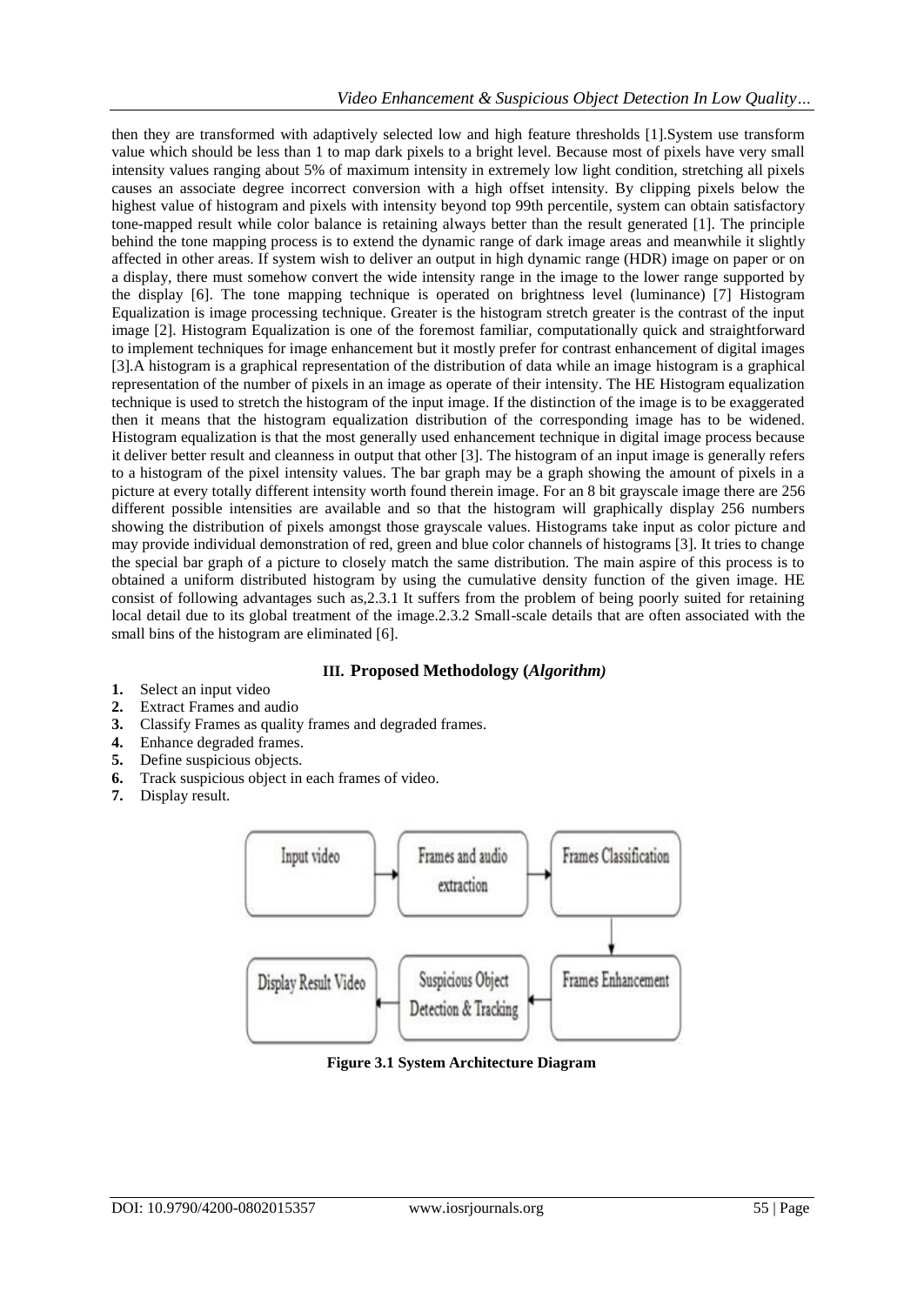then they are transformed with adaptively selected low and high feature thresholds [1].System use transform value which should be less than 1 to map dark pixels to a bright level. Because most of pixels have very small intensity values ranging about 5% of maximum intensity in extremely low light condition, stretching all pixels causes an associate degree incorrect conversion with a high offset intensity. By clipping pixels below the highest value of histogram and pixels with intensity beyond top 99th percentile, system can obtain satisfactory tone-mapped result while color balance is retaining always better than the result generated [1]. The principle behind the tone mapping process is to extend the dynamic range of dark image areas and meanwhile it slightly affected in other areas. If system wish to deliver an output in high dynamic range (HDR) image on paper or on a display, there must somehow convert the wide intensity range in the image to the lower range supported by the display [6]. The tone mapping technique is operated on brightness level (luminance) [7] Histogram Equalization is image processing technique. Greater is the histogram stretch greater is the contrast of the input image [2]. Histogram Equalization is one of the foremost familiar, computationally quick and straightforward to implement techniques for image enhancement but it mostly prefer for contrast enhancement of digital images [3].A histogram is a graphical representation of the distribution of data while an image histogram is a graphical representation of the number of pixels in an image as operate of their intensity. The HE Histogram equalization technique is used to stretch the histogram of the input image. If the distinction of the image is to be exaggerated then it means that the histogram equalization distribution of the corresponding image has to be widened. Histogram equalization is that the most generally used enhancement technique in digital image process because it deliver better result and cleanness in output that other [3]. The histogram of an input image is generally refers to a histogram of the pixel intensity values. The bar graph may be a graph showing the amount of pixels in a picture at every totally different intensity worth found therein image. For an 8 bit grayscale image there are 256 different possible intensities are available and so that the histogram will graphically display 256 numbers showing the distribution of pixels amongst those grayscale values. Histograms take input as color picture and may provide individual demonstration of red, green and blue color channels of histograms [3]. It tries to change the special bar graph of a picture to closely match the same distribution. The main aspire of this process is to obtained a uniform distributed histogram by using the cumulative density function of the given image. HE consist of following advantages such as,2.3.1 It suffers from the problem of being poorly suited for retaining local detail due to its global treatment of the image.2.3.2 Small-scale details that are often associated with the small bins of the histogram are eliminated [6].

## III. Proposed Methodology (*Algorithm*)

1. Select an input video
2. Extract Frames and audio
3. Classify Frames as quality frames and degraded frames.
4. Enhance degraded frames.
5. Define suspicious objects.
6. Track suspicious object in each frames of video.
7. Display result.

Input video → Frames and audio extraction → Frames Classification → Frames Enhancement → Suspicious Object Detection & Tracking → Display Result Video

**Figure 3.1 System Architecture Diagram**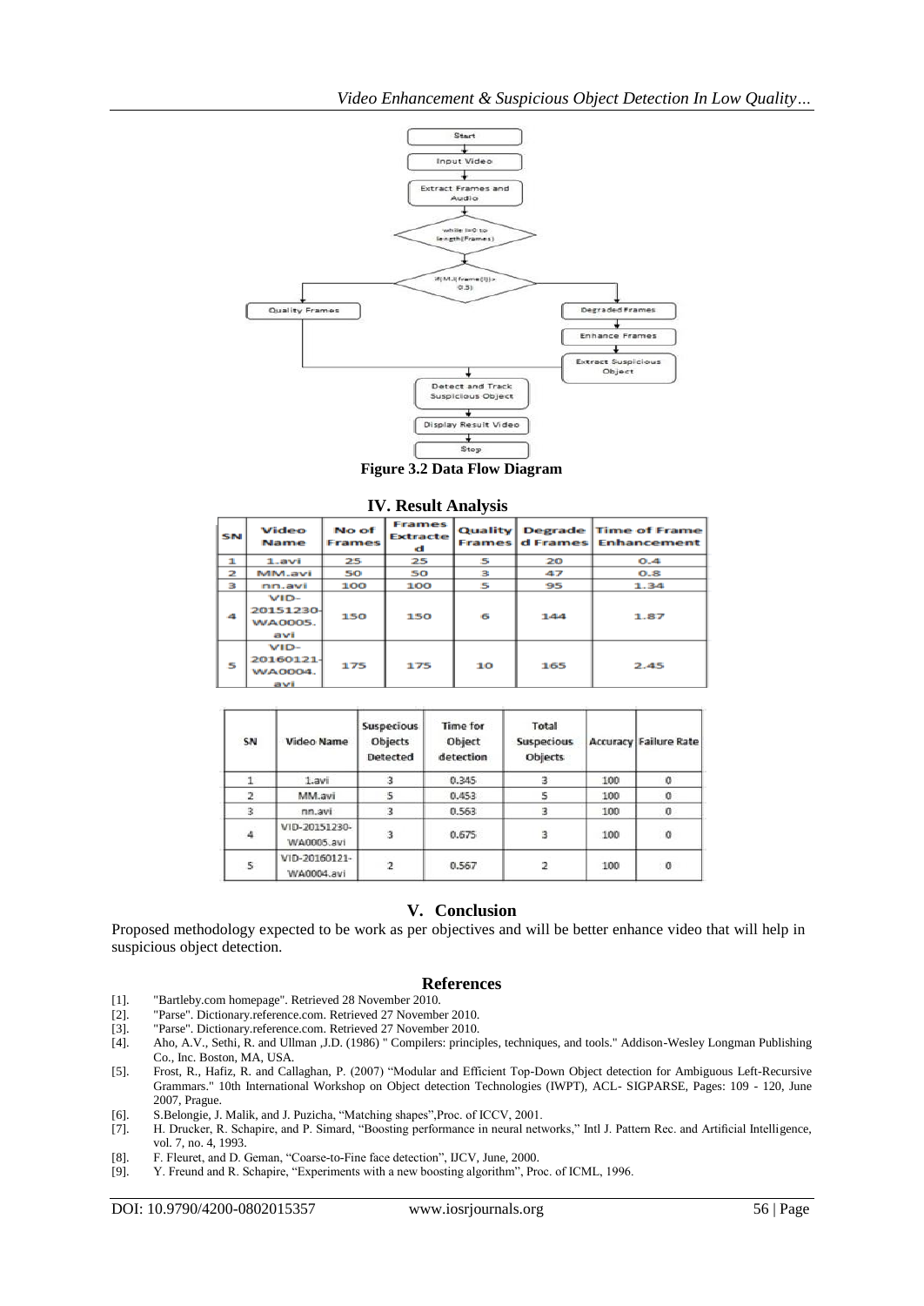**Figure 3.2 Data Flow Diagram**

## IV. Result Analysis

| SN | Video Name | No of Frames | Frames Extracted | Quality Frames | Degraded Frames | Time of Frame Enhancement |
|---|---|---|---|---|---|---|
| 1 | 1.avi | 25 | 25 | 5 | 20 | 0.4 |
| 2 | MM.avi | 50 | 50 | 3 | 47 | 0.8 |
| 3 | nn.avi | 100 | 100 | 5 | 95 | 1.34 |
| 4 | VID-20151230-WA0005.avi | 150 | 150 | 6 | 144 | 1.87 |
| 5 | VID-20160121-WA0004.avi | 175 | 175 | 10 | 165 | 2.45 |

| SN | Video Name | Suspecious Objects Detected | Time for Object detection | Total Suspecious Objects | Accuracy | Failure Rate |
|---|---|---|---|---|---|---|
| 1 | 1.avi | 3 | 0.345 | 3 | 100 | 0 |
| 2 | MM.avi | 5 | 0.453 | 5 | 100 | 0 |
| 3 | nn.avi | 3 | 0.563 | 3 | 100 | 0 |
| 4 | VID-20151230-WA0005.avi | 3 | 0.675 | 3 | 100 | 0 |
| 5 | VID-20160121-WA0004.avi | 2 | 0.567 | 2 | 100 | 0 |

## V. Conclusion

Proposed methodology expected to be work as per objectives and will be better enhance video that will help in suspicious object detection.

## References

[1]. "Bartleby.com homepage". Retrieved 28 November 2010.

[2]. "Parse". Dictionary.reference.com. Retrieved 27 November 2010.

[3]. "Parse". Dictionary.reference.com. Retrieved 27 November 2010.

[4]. Aho, A.V., Sethi, R. and Ullman ,J.D. (1986) " Compilers: principles, techniques, and tools." Addison-Wesley Longman Publishing Co., Inc. Boston, MA, USA.

[5]. Frost, R., Hafiz, R. and Callaghan, P. (2007) "Modular and Efficient Top-Down Object detection for Ambiguous Left-Recursive Grammars." 10th International Workshop on Object detection Technologies (IWPT), ACL- SIGPARSE, Pages: 109 - 120, June 2007, Prague.

[6]. S.Belongie, J. Malik, and J. Puzicha, "Matching shapes",Proc. of ICCV, 2001.

[7]. H. Drucker, R. Schapire, and P. Simard, "Boosting performance in neural networks," Intl J. Pattern Rec. and Artificial Intelligence, vol. 7, no. 4, 1993.

[8]. F. Fleuret, and D. Geman, "Coarse-to-Fine face detection", IJCV, June, 2000.

[9]. Y. Freund and R. Schapire, "Experiments with a new boosting algorithm", Proc. of ICML, 1996.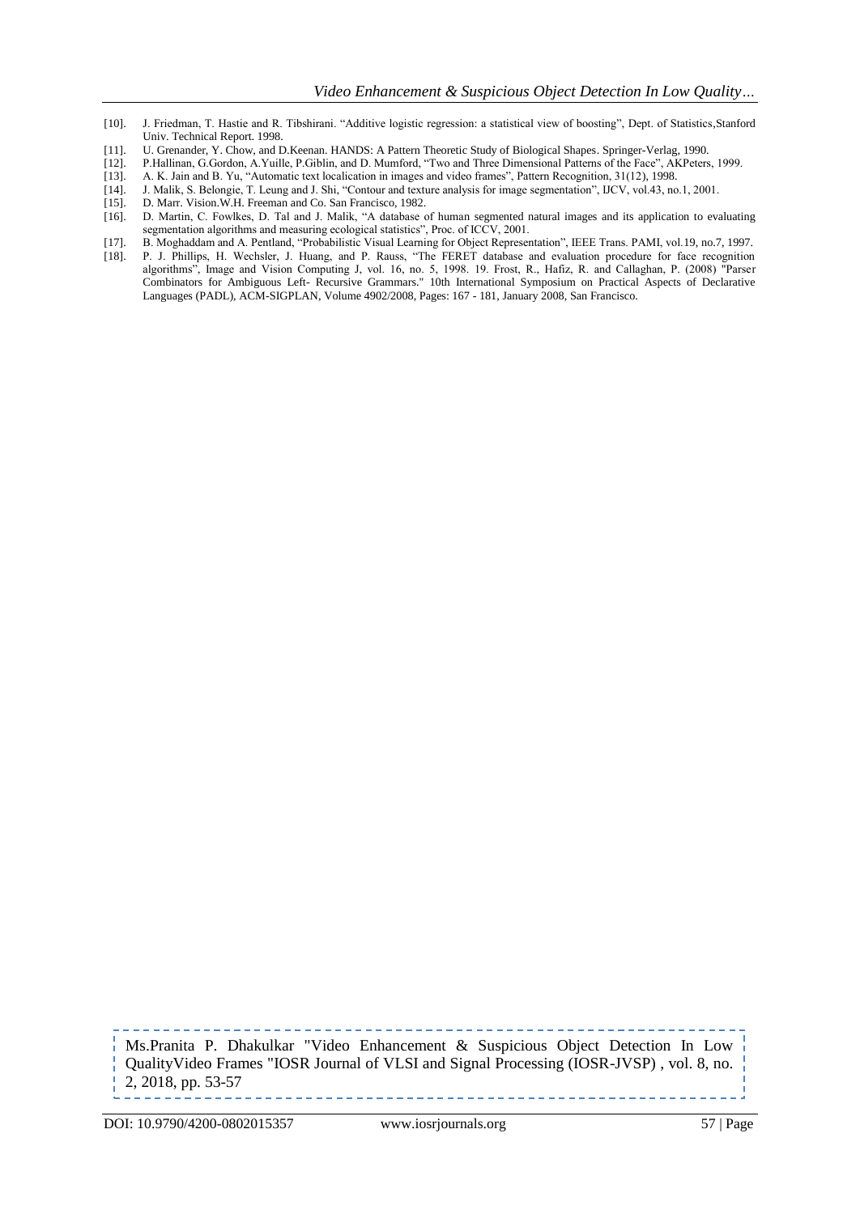[10]. J. Friedman, T. Hastie and R. Tibshirani. "Additive logistic regression: a statistical view of boosting", Dept. of Statistics,Stanford Univ. Technical Report. 1998.

[11]. U. Grenander, Y. Chow, and D.Keenan. HANDS: A Pattern Theoretic Study of Biological Shapes. Springer-Verlag, 1990.

[12]. P.Hallinan, G.Gordon, A.Yuille, P.Giblin, and D. Mumford, "Two and Three Dimensional Patterns of the Face", AKPeters, 1999.

[13]. A. K. Jain and B. Yu, "Automatic text localication in images and video frames", Pattern Recognition, 31(12), 1998.

[14]. J. Malik, S. Belongie, T. Leung and J. Shi, "Contour and texture analysis for image segmentation", IJCV, vol.43, no.1, 2001.

[15]. D. Marr. Vision.W.H. Freeman and Co. San Francisco, 1982.

[16]. D. Martin, C. Fowlkes, D. Tal and J. Malik, "A database of human segmented natural images and its application to evaluating segmentation algorithms and measuring ecological statistics", Proc. of ICCV, 2001.

[17]. B. Moghaddam and A. Pentland, "Probabilistic Visual Learning for Object Representation", IEEE Trans. PAMI, vol.19, no.7, 1997.

[18]. P. J. Phillips, H. Wechsler, J. Huang, and P. Rauss, "The FERET database and evaluation procedure for face recognition algorithms", Image and Vision Computing J, vol. 16, no. 5, 1998. 19. Frost, R., Hafiz, R. and Callaghan, P. (2008) "Parser Combinators for Ambiguous Left- Recursive Grammars." 10th International Symposium on Practical Aspects of Declarative Languages (PADL), ACM-SIGPLAN, Volume 4902/2008, Pages: 167 - 181, January 2008, San Francisco.

Ms.Pranita P. Dhakulkar "Video Enhancement & Suspicious Object Detection In Low QualityVideo Frames "IOSR Journal of VLSI and Signal Processing (IOSR-JVSP) , vol. 8, no. 2, 2018, pp. 53-57